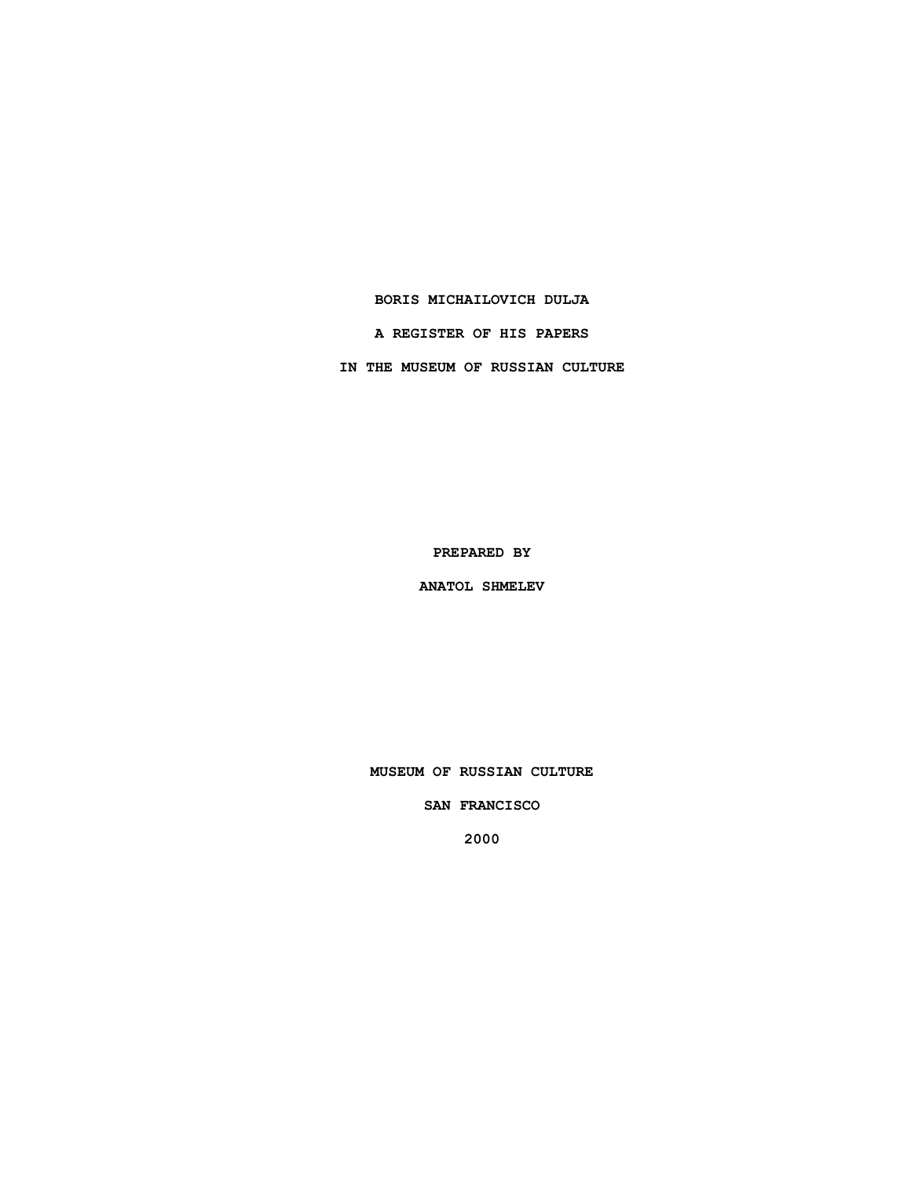# BORIS MICHAILOVICH DULJA

## A REGISTER OF HIS PAPERS

## IN THE MUSEUM OF RUSSIAN CULTURE

PREPARED BY

ANATOL SHMELEV

MUSEUM OF RUSSIAN CULTURE

SAN FRANCISCO

2000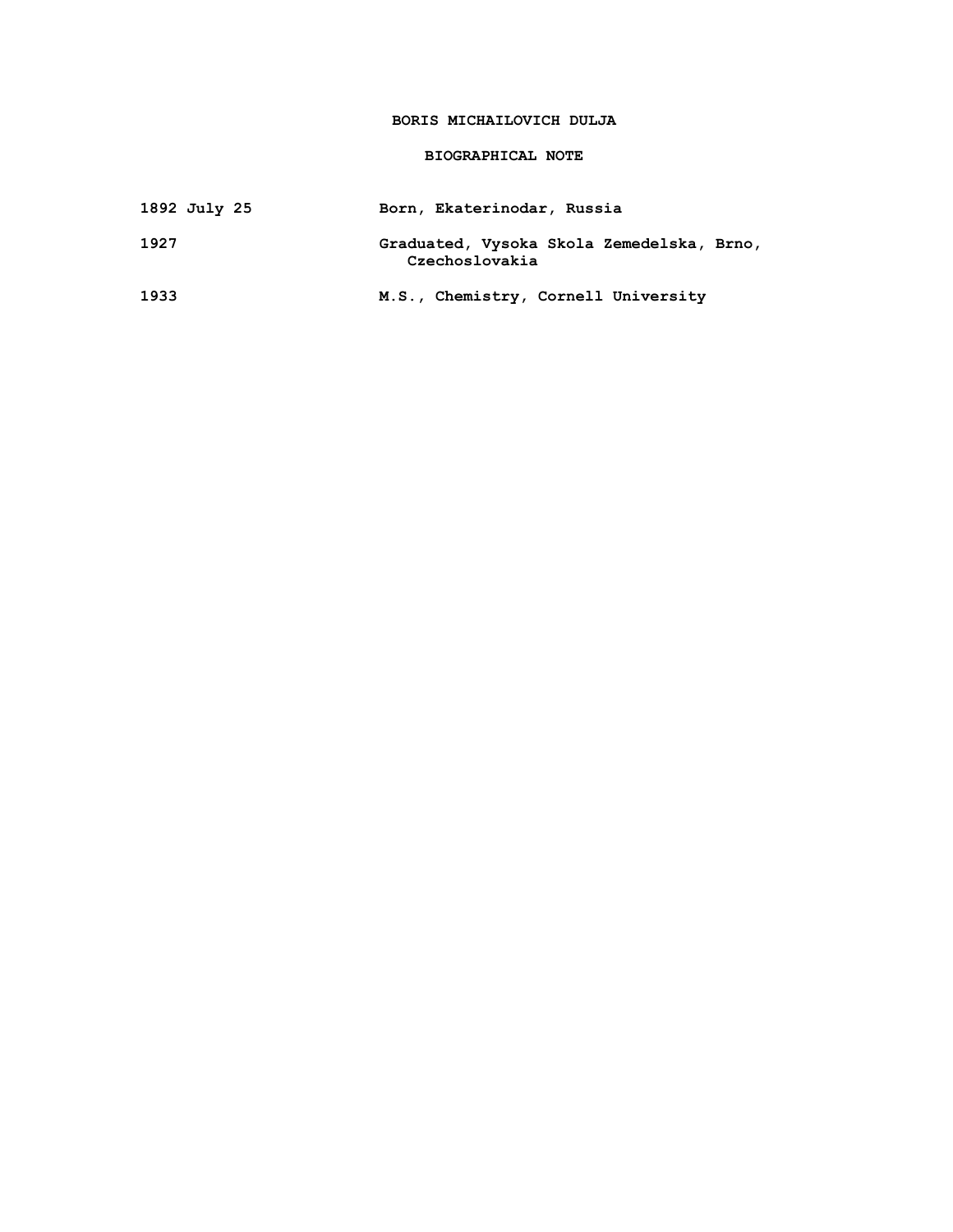# BORIS MICHAILOVICH DULJA

## BIOGRAPHICAL NOTE

| | |
|---|---|
| 1892 July 25 | Born, Ekaterinodar, Russia |
| 1927 | Graduated, Vysoka Skola Zemedelska, Brno, Czechoslovakia |
| 1933 | M.S., Chemistry, Cornell University |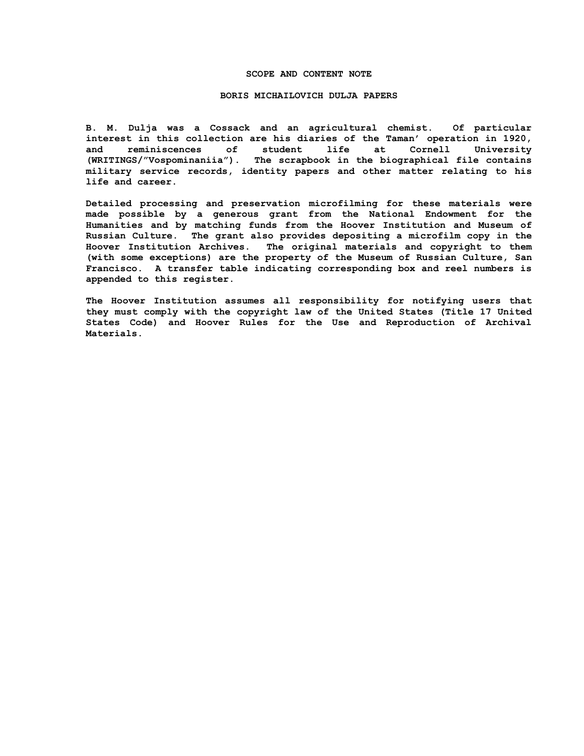## SCOPE AND CONTENT NOTE

## BORIS MICHAILOVICH DULJA PAPERS

B. M. Dulja was a Cossack and an agricultural chemist. Of particular interest in this collection are his diaries of the Taman' operation in 1920, and reminiscences of student life at Cornell University (WRITINGS/"Vospominaniia"). The scrapbook in the biographical file contains military service records, identity papers and other matter relating to his life and career.

Detailed processing and preservation microfilming for these materials were made possible by a generous grant from the National Endowment for the Humanities and by matching funds from the Hoover Institution and Museum of Russian Culture. The grant also provides depositing a microfilm copy in the Hoover Institution Archives. The original materials and copyright to them (with some exceptions) are the property of the Museum of Russian Culture, San Francisco. A transfer table indicating corresponding box and reel numbers is appended to this register.

The Hoover Institution assumes all responsibility for notifying users that they must comply with the copyright law of the United States (Title 17 United States Code) and Hoover Rules for the Use and Reproduction of Archival Materials.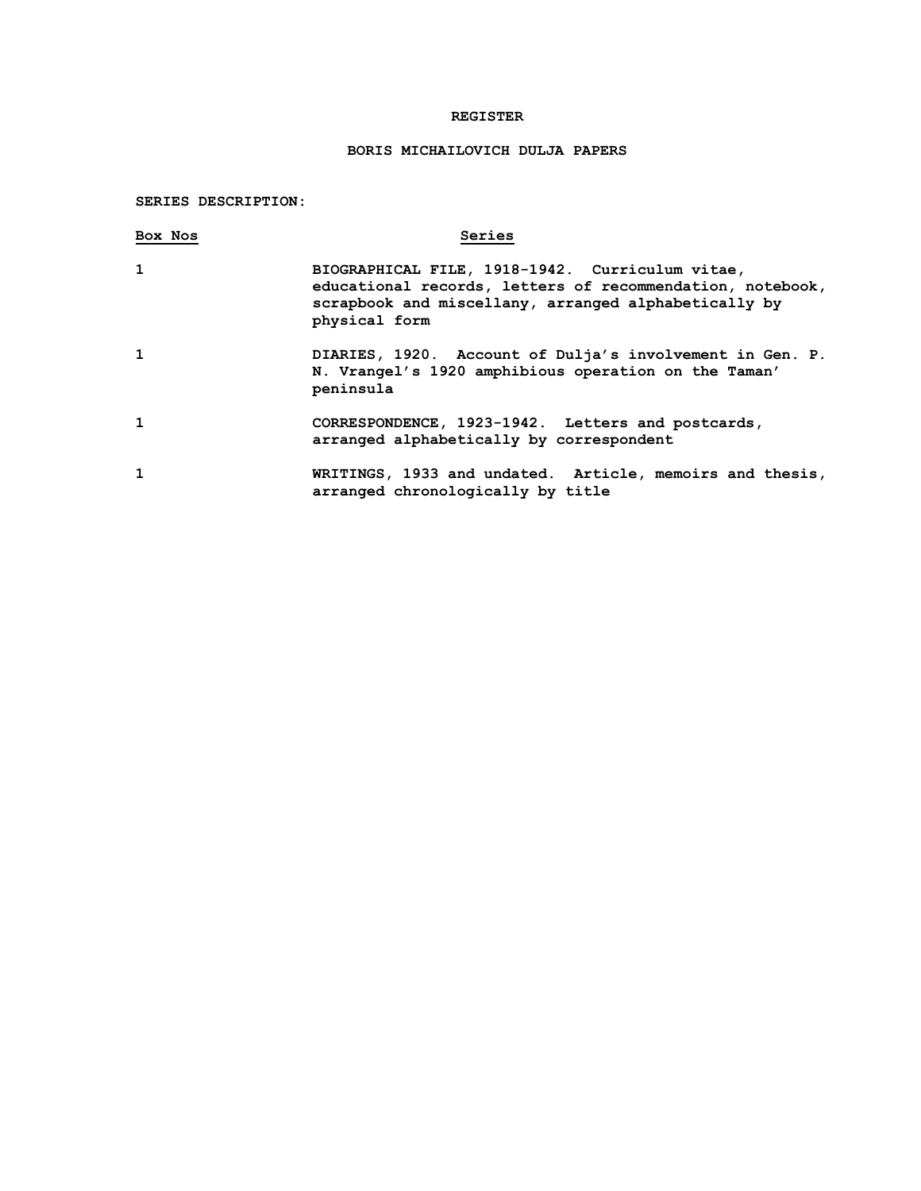# REGISTER

## BORIS MICHAILOVICH DULJA PAPERS

**SERIES DESCRIPTION:**

| Box Nos | Series |
| --- | --- |
| 1 | BIOGRAPHICAL FILE, 1918-1942. Curriculum vitae, educational records, letters of recommendation, notebook, scrapbook and miscellany, arranged alphabetically by physical form |
| 1 | DIARIES, 1920. Account of Dulja's involvement in Gen. P. N. Vrangel's 1920 amphibious operation on the Taman' peninsula |
| 1 | CORRESPONDENCE, 1923-1942. Letters and postcards, arranged alphabetically by correspondent |
| 1 | WRITINGS, 1933 and undated. Article, memoirs and thesis, arranged chronologically by title |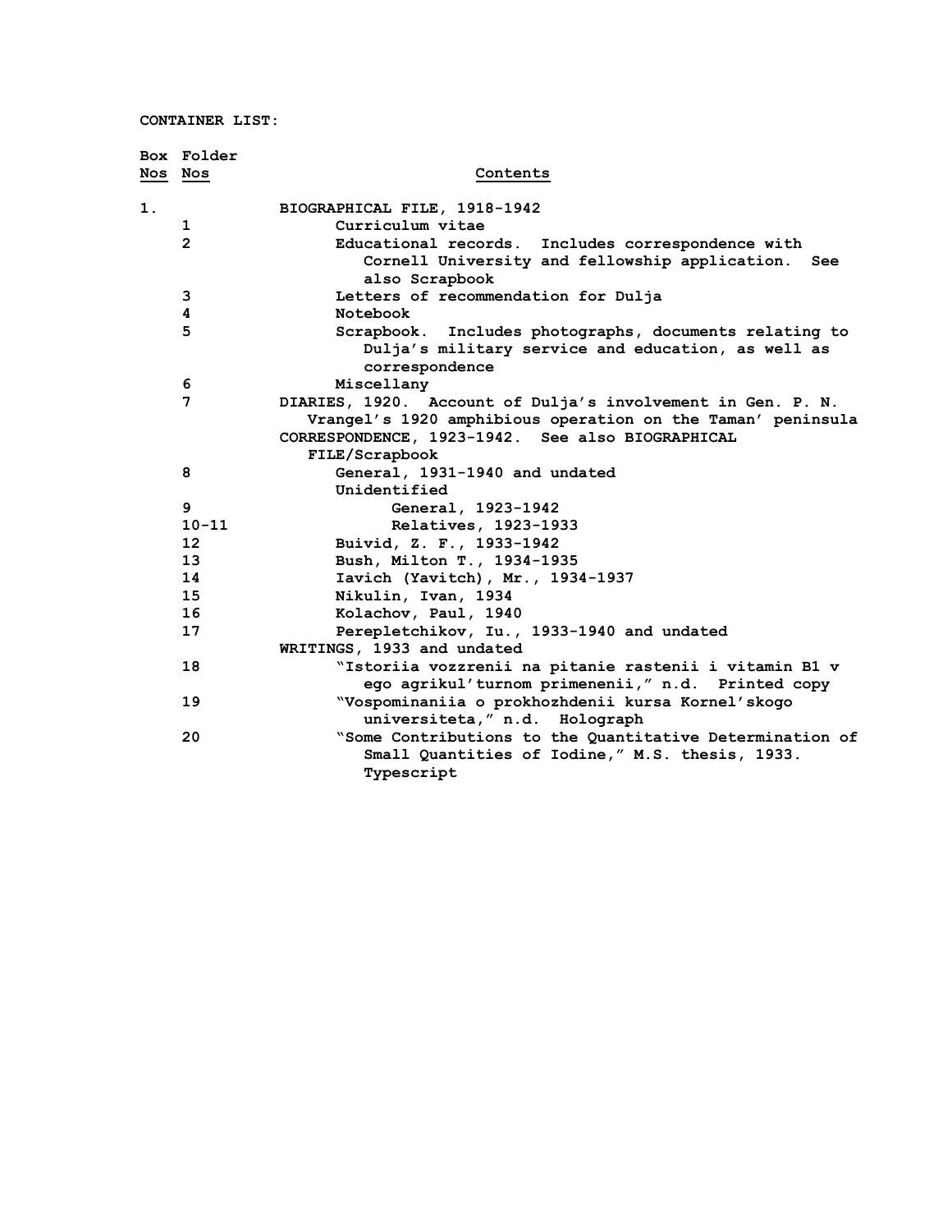**CONTAINER LIST:**

| Box Nos | Folder Nos | Contents |
|---|---|---|
| 1. | | **BIOGRAPHICAL FILE, 1918-1942** |
| | 1 | Curriculum vitae |
| | 2 | Educational records. Includes correspondence with Cornell University and fellowship application. See also Scrapbook |
| | 3 | Letters of recommendation for Dulja |
| | 4 | Notebook |
| | 5 | Scrapbook. Includes photographs, documents relating to Dulja's military service and education, as well as correspondence |
| | 6 | Miscellany |
| | 7 | **DIARIES, 1920.** Account of Dulja's involvement in Gen. P. N. Vrangel's 1920 amphibious operation on the Taman' peninsula |
| | | **CORRESPONDENCE, 1923-1942.** See also BIOGRAPHICAL FILE/Scrapbook |
| | 8 | General, 1931-1940 and undated |
| | | Unidentified |
| | 9 | General, 1923-1942 |
| | 10-11 | Relatives, 1923-1933 |
| | 12 | Buivid, Z. F., 1933-1942 |
| | 13 | Bush, Milton T., 1934-1935 |
| | 14 | Iavich (Yavitch), Mr., 1934-1937 |
| | 15 | Nikulin, Ivan, 1934 |
| | 16 | Kolachov, Paul, 1940 |
| | 17 | Perepletchikov, Iu., 1933-1940 and undated |
| | | **WRITINGS, 1933 and undated** |
| | 18 | "Istoriia vozzrenii na pitanie rastenii i vitamin B1 v ego agrikul'turnom primenenii," n.d. Printed copy |
| | 19 | "Vospominaniia o prokhozhdenii kursa Kornel'skogo universiteta," n.d. Holograph |
| | 20 | "Some Contributions to the Quantitative Determination of Small Quantities of Iodine," M.S. thesis, 1933. Typescript |